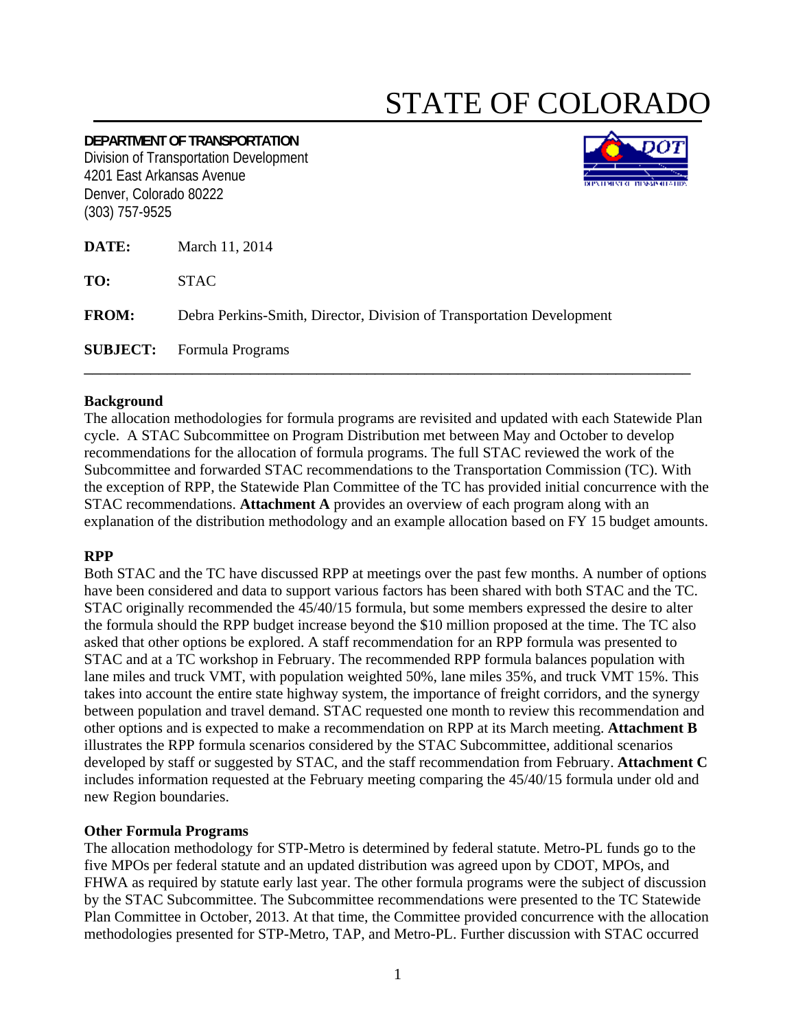# STATE OF COLORADO

**DEPARTMENT OF TRANSPORTATION**
Division of Transportation Development
4201 East Arkansas Avenue
Denver, Colorado 80222
(303) 757-9525

**DATE:** March 11, 2014

**TO:** STAC

**FROM:** Debra Perkins-Smith, Director, Division of Transportation Development

**SUBJECT:** Formula Programs

---

**Background**
The allocation methodologies for formula programs are revisited and updated with each Statewide Plan cycle. A STAC Subcommittee on Program Distribution met between May and October to develop recommendations for the allocation of formula programs. The full STAC reviewed the work of the Subcommittee and forwarded STAC recommendations to the Transportation Commission (TC). With the exception of RPP, the Statewide Plan Committee of the TC has provided initial concurrence with the STAC recommendations. **Attachment A** provides an overview of each program along with an explanation of the distribution methodology and an example allocation based on FY 15 budget amounts.

**RPP**
Both STAC and the TC have discussed RPP at meetings over the past few months. A number of options have been considered and data to support various factors has been shared with both STAC and the TC. STAC originally recommended the 45/40/15 formula, but some members expressed the desire to alter the formula should the RPP budget increase beyond the $10 million proposed at the time. The TC also asked that other options be explored. A staff recommendation for an RPP formula was presented to STAC and at a TC workshop in February. The recommended RPP formula balances population with lane miles and truck VMT, with population weighted 50%, lane miles 35%, and truck VMT 15%. This takes into account the entire state highway system, the importance of freight corridors, and the synergy between population and travel demand. STAC requested one month to review this recommendation and other options and is expected to make a recommendation on RPP at its March meeting. **Attachment B** illustrates the RPP formula scenarios considered by the STAC Subcommittee, additional scenarios developed by staff or suggested by STAC, and the staff recommendation from February. **Attachment C** includes information requested at the February meeting comparing the 45/40/15 formula under old and new Region boundaries.

**Other Formula Programs**
The allocation methodology for STP-Metro is determined by federal statute. Metro-PL funds go to the five MPOs per federal statute and an updated distribution was agreed upon by CDOT, MPOs, and FHWA as required by statute early last year. The other formula programs were the subject of discussion by the STAC Subcommittee. The Subcommittee recommendations were presented to the TC Statewide Plan Committee in October, 2013. At that time, the Committee provided concurrence with the allocation methodologies presented for STP-Metro, TAP, and Metro-PL. Further discussion with STAC occurred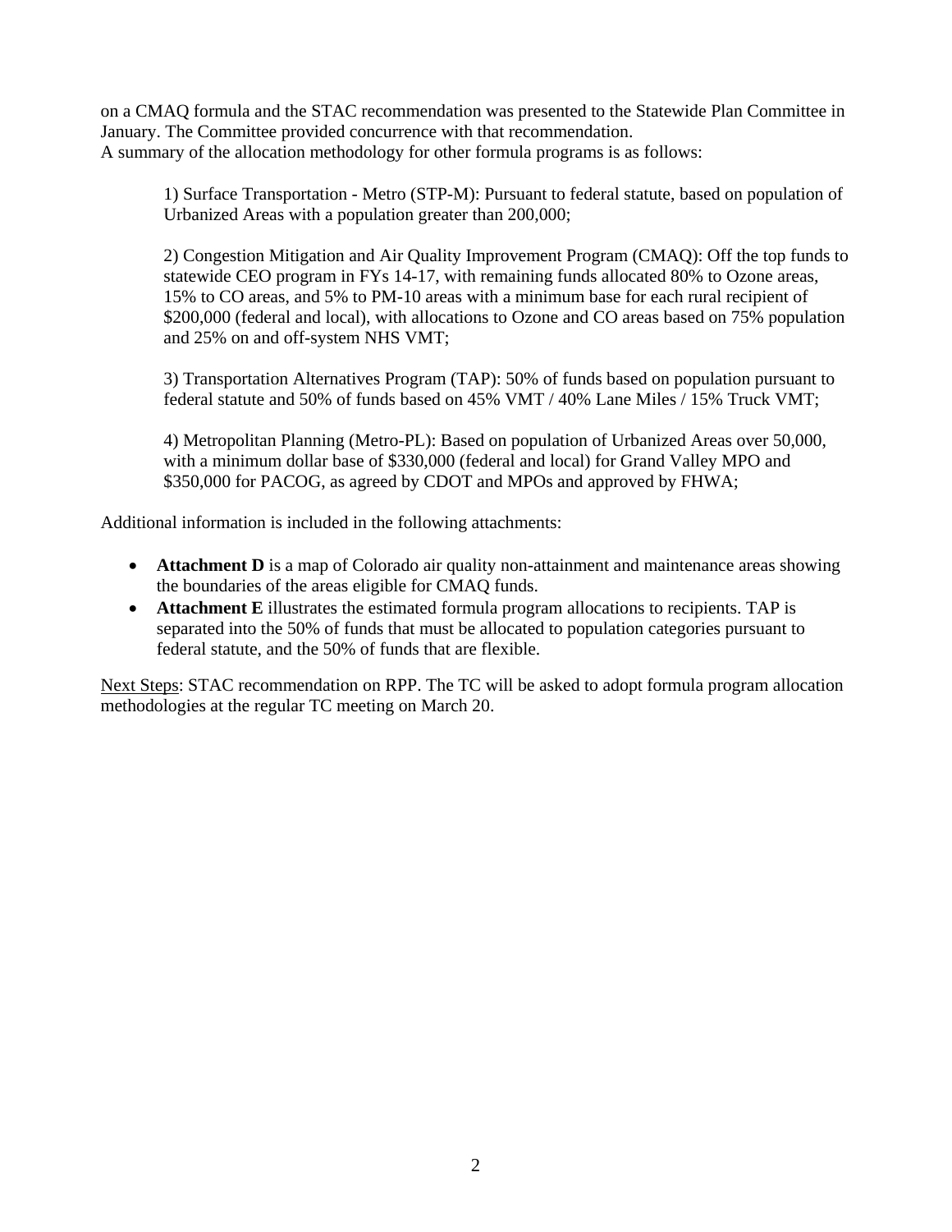on a CMAQ formula and the STAC recommendation was presented to the Statewide Plan Committee in January. The Committee provided concurrence with that recommendation.
A summary of the allocation methodology for other formula programs is as follows:

1) Surface Transportation - Metro (STP-M): Pursuant to federal statute, based on population of Urbanized Areas with a population greater than 200,000;

2) Congestion Mitigation and Air Quality Improvement Program (CMAQ): Off the top funds to statewide CEO program in FYs 14-17, with remaining funds allocated 80% to Ozone areas, 15% to CO areas, and 5% to PM-10 areas with a minimum base for each rural recipient of $200,000 (federal and local), with allocations to Ozone and CO areas based on 75% population and 25% on and off-system NHS VMT;

3) Transportation Alternatives Program (TAP): 50% of funds based on population pursuant to federal statute and 50% of funds based on 45% VMT / 40% Lane Miles / 15% Truck VMT;

4) Metropolitan Planning (Metro-PL): Based on population of Urbanized Areas over 50,000, with a minimum dollar base of $330,000 (federal and local) for Grand Valley MPO and $350,000 for PACOG, as agreed by CDOT and MPOs and approved by FHWA;

Additional information is included in the following attachments:

- **Attachment D** is a map of Colorado air quality non-attainment and maintenance areas showing the boundaries of the areas eligible for CMAQ funds.
- **Attachment E** illustrates the estimated formula program allocations to recipients. TAP is separated into the 50% of funds that must be allocated to population categories pursuant to federal statute, and the 50% of funds that are flexible.

Next Steps: STAC recommendation on RPP. The TC will be asked to adopt formula program allocation methodologies at the regular TC meeting on March 20.